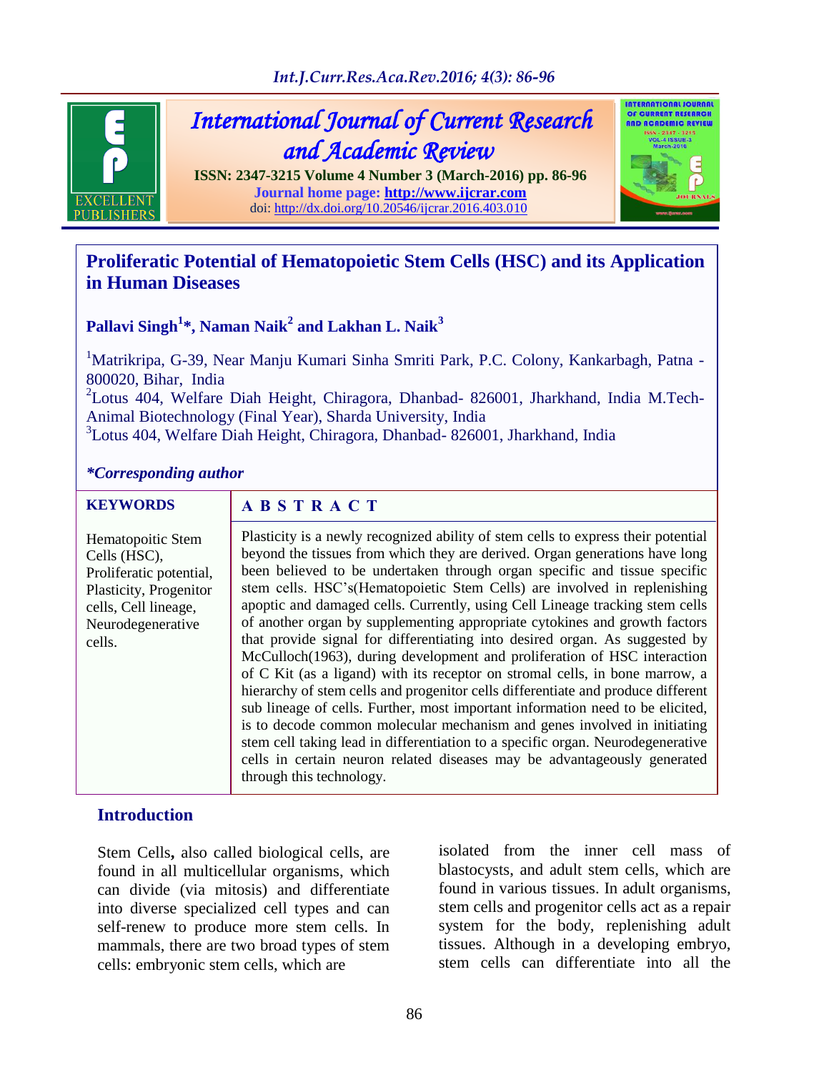# International Journal of Current Research and Academic Review

ISSN: 2347-3215 Volume 4 Number 3 (March-2016) pp. 86-96
Journal home page: http://www.ijcrar.com
doi: http://dx.doi.org/10.20546/ijcrar.2016.403.010

## Proliferatic Potential of Hematopoietic Stem Cells (HSC) and its Application in Human Diseases

**Pallavi Singh[1]*, Naman Naik[2] and Lakhan L. Naik[3]**

[1]Matrikripa, G-39, Near Manju Kumari Sinha Smriti Park, P.C. Colony, Kankarbagh, Patna - 800020, Bihar, India
[2]Lotus 404, Welfare Diah Height, Chiragora, Dhanbad- 826001, Jharkhand, India M.Tech-Animal Biotechnology (Final Year), Sharda University, India
[3]Lotus 404, Welfare Diah Height, Chiragora, Dhanbad- 826001, Jharkhand, India

***Corresponding author**

**KEYWORDS**

Hematopoitic Stem Cells (HSC), Proliferatic potential, Plasticity, Progenitor cells, Cell lineage, Neurodegenerative cells.

**A B S T R A C T**

Plasticity is a newly recognized ability of stem cells to express their potential beyond the tissues from which they are derived. Organ generations have long been believed to be undertaken through organ specific and tissue specific stem cells. HSC's(Hematopoietic Stem Cells) are involved in replenishing apoptic and damaged cells. Currently, using Cell Lineage tracking stem cells of another organ by supplementing appropriate cytokines and growth factors that provide signal for differentiating into desired organ. As suggested by McCulloch(1963), during development and proliferation of HSC interaction of C Kit (as a ligand) with its receptor on stromal cells, in bone marrow, a hierarchy of stem cells and progenitor cells differentiate and produce different sub lineage of cells. Further, most important information need to be elicited, is to decode common molecular mechanism and genes involved in initiating stem cell taking lead in differentiation to a specific organ. Neurodegenerative cells in certain neuron related diseases may be advantageously generated through this technology.

## Introduction

Stem Cells**,** also called biological cells, are found in all multicellular organisms, which can divide (via mitosis) and differentiate into diverse specialized cell types and can self-renew to produce more stem cells. In mammals, there are two broad types of stem cells: embryonic stem cells, which are isolated from the inner cell mass of blastocysts, and adult stem cells, which are found in various tissues. In adult organisms, stem cells and progenitor cells act as a repair system for the body, replenishing adult tissues. Although in a developing embryo, stem cells can differentiate into all the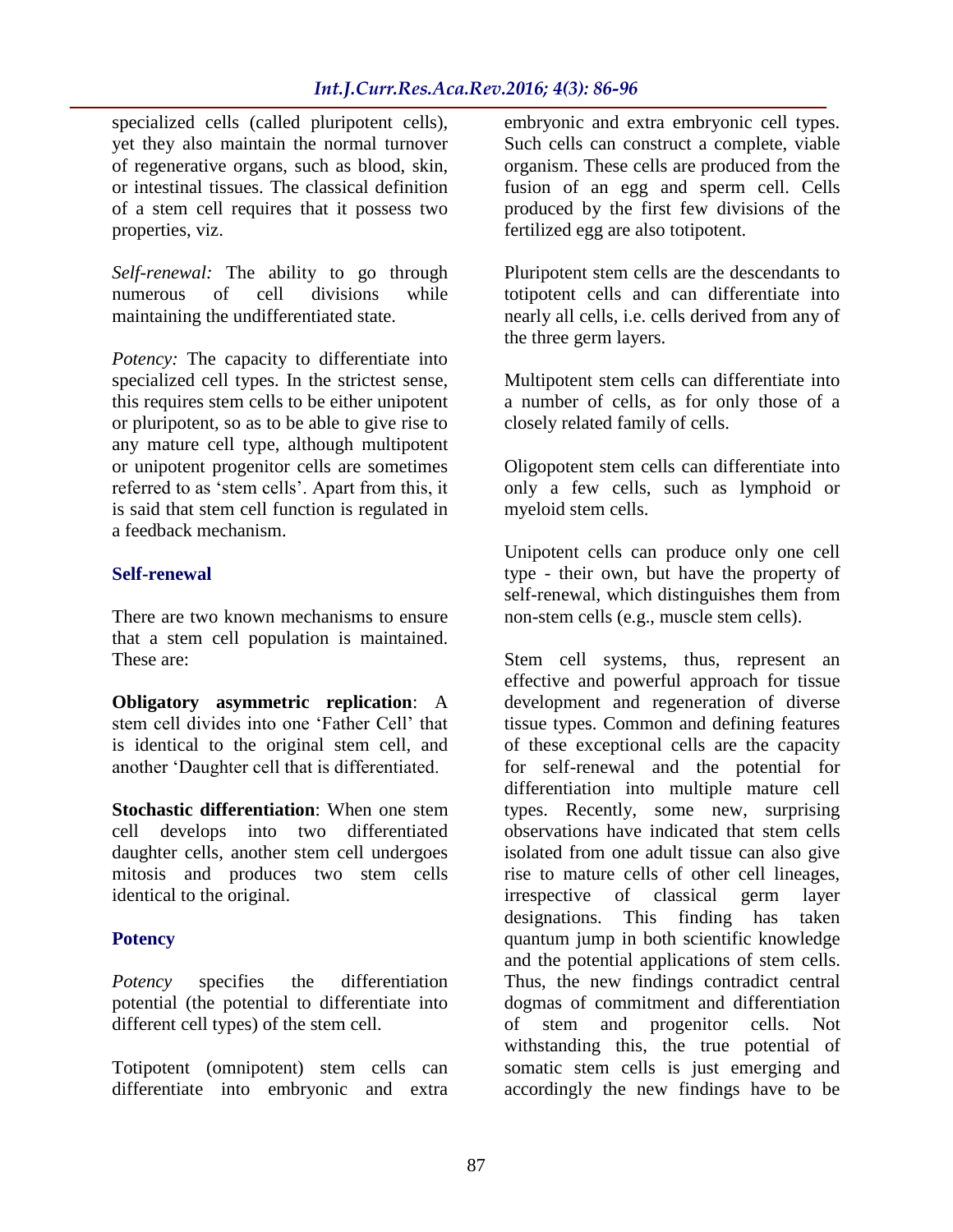specialized cells (called pluripotent cells), yet they also maintain the normal turnover of regenerative organs, such as blood, skin, or intestinal tissues. The classical definition of a stem cell requires that it possess two properties, viz.

*Self-renewal:* The ability to go through numerous of cell divisions while maintaining the undifferentiated state.

*Potency:* The capacity to differentiate into specialized cell types. In the strictest sense, this requires stem cells to be either unipotent or pluripotent, so as to be able to give rise to any mature cell type, although multipotent or unipotent progenitor cells are sometimes referred to as 'stem cells'. Apart from this, it is said that stem cell function is regulated in a feedback mechanism.

### Self-renewal

There are two known mechanisms to ensure that a stem cell population is maintained. These are:

**Obligatory asymmetric replication**: A stem cell divides into one 'Father Cell' that is identical to the original stem cell, and another 'Daughter cell that is differentiated.

**Stochastic differentiation**: When one stem cell develops into two differentiated daughter cells, another stem cell undergoes mitosis and produces two stem cells identical to the original.

### Potency

*Potency* specifies the differentiation potential (the potential to differentiate into different cell types) of the stem cell.

Totipotent (omnipotent) stem cells can differentiate into embryonic and extra embryonic cell types. Such cells can construct a complete, viable organism. These cells are produced from the fusion of an egg and sperm cell. Cells produced by the first few divisions of the fertilized egg are also totipotent.

Pluripotent stem cells are the descendants to totipotent cells and can differentiate into nearly all cells, i.e. cells derived from any of the three germ layers.

Multipotent stem cells can differentiate into a number of cells, as for only those of a closely related family of cells.

Oligopotent stem cells can differentiate into only a few cells, such as lymphoid or myeloid stem cells.

Unipotent cells can produce only one cell type - their own, but have the property of self-renewal, which distinguishes them from non-stem cells (e.g., muscle stem cells).

Stem cell systems, thus, represent an effective and powerful approach for tissue development and regeneration of diverse tissue types. Common and defining features of these exceptional cells are the capacity for self-renewal and the potential for differentiation into multiple mature cell types. Recently, some new, surprising observations have indicated that stem cells isolated from one adult tissue can also give rise to mature cells of other cell lineages, irrespective of classical germ layer designations. This finding has taken quantum jump in both scientific knowledge and the potential applications of stem cells. Thus, the new findings contradict central dogmas of commitment and differentiation of stem and progenitor cells. Not withstanding this, the true potential of somatic stem cells is just emerging and accordingly the new findings have to be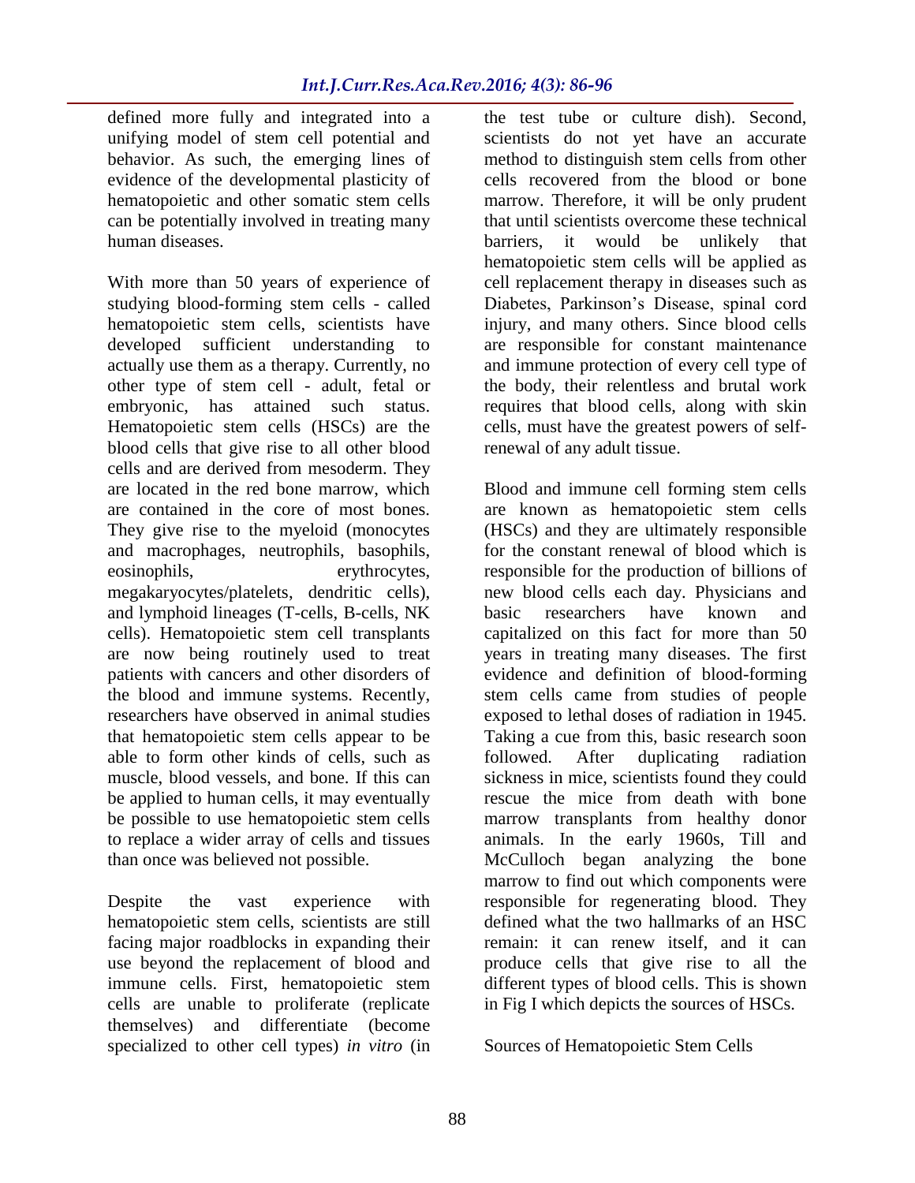defined more fully and integrated into a unifying model of stem cell potential and behavior. As such, the emerging lines of evidence of the developmental plasticity of hematopoietic and other somatic stem cells can be potentially involved in treating many human diseases.

With more than 50 years of experience of studying blood-forming stem cells - called hematopoietic stem cells, scientists have developed sufficient understanding to actually use them as a therapy. Currently, no other type of stem cell - adult, fetal or embryonic, has attained such status. Hematopoietic stem cells (HSCs) are the blood cells that give rise to all other blood cells and are derived from mesoderm. They are located in the red bone marrow, which are contained in the core of most bones. They give rise to the myeloid (monocytes and macrophages, neutrophils, basophils, eosinophils, erythrocytes, megakaryocytes/platelets, dendritic cells), and lymphoid lineages (T-cells, B-cells, NK cells). Hematopoietic stem cell transplants are now being routinely used to treat patients with cancers and other disorders of the blood and immune systems. Recently, researchers have observed in animal studies that hematopoietic stem cells appear to be able to form other kinds of cells, such as muscle, blood vessels, and bone. If this can be applied to human cells, it may eventually be possible to use hematopoietic stem cells to replace a wider array of cells and tissues than once was believed not possible.

Despite the vast experience with hematopoietic stem cells, scientists are still facing major roadblocks in expanding their use beyond the replacement of blood and immune cells. First, hematopoietic stem cells are unable to proliferate (replicate themselves) and differentiate (become specialized to other cell types) *in vitro* (in the test tube or culture dish). Second, scientists do not yet have an accurate method to distinguish stem cells from other cells recovered from the blood or bone marrow. Therefore, it will be only prudent that until scientists overcome these technical barriers, it would be unlikely that hematopoietic stem cells will be applied as cell replacement therapy in diseases such as Diabetes, Parkinson's Disease, spinal cord injury, and many others. Since blood cells are responsible for constant maintenance and immune protection of every cell type of the body, their relentless and brutal work requires that blood cells, along with skin cells, must have the greatest powers of self-renewal of any adult tissue.

Blood and immune cell forming stem cells are known as hematopoietic stem cells (HSCs) and they are ultimately responsible for the constant renewal of blood which is responsible for the production of billions of new blood cells each day. Physicians and basic researchers have known and capitalized on this fact for more than 50 years in treating many diseases. The first evidence and definition of blood-forming stem cells came from studies of people exposed to lethal doses of radiation in 1945. Taking a cue from this, basic research soon followed. After duplicating radiation sickness in mice, scientists found they could rescue the mice from death with bone marrow transplants from healthy donor animals. In the early 1960s, Till and McCulloch began analyzing the bone marrow to find out which components were responsible for regenerating blood. They defined what the two hallmarks of an HSC remain: it can renew itself, and it can produce cells that give rise to all the different types of blood cells. This is shown in Fig I which depicts the sources of HSCs.

Sources of Hematopoietic Stem Cells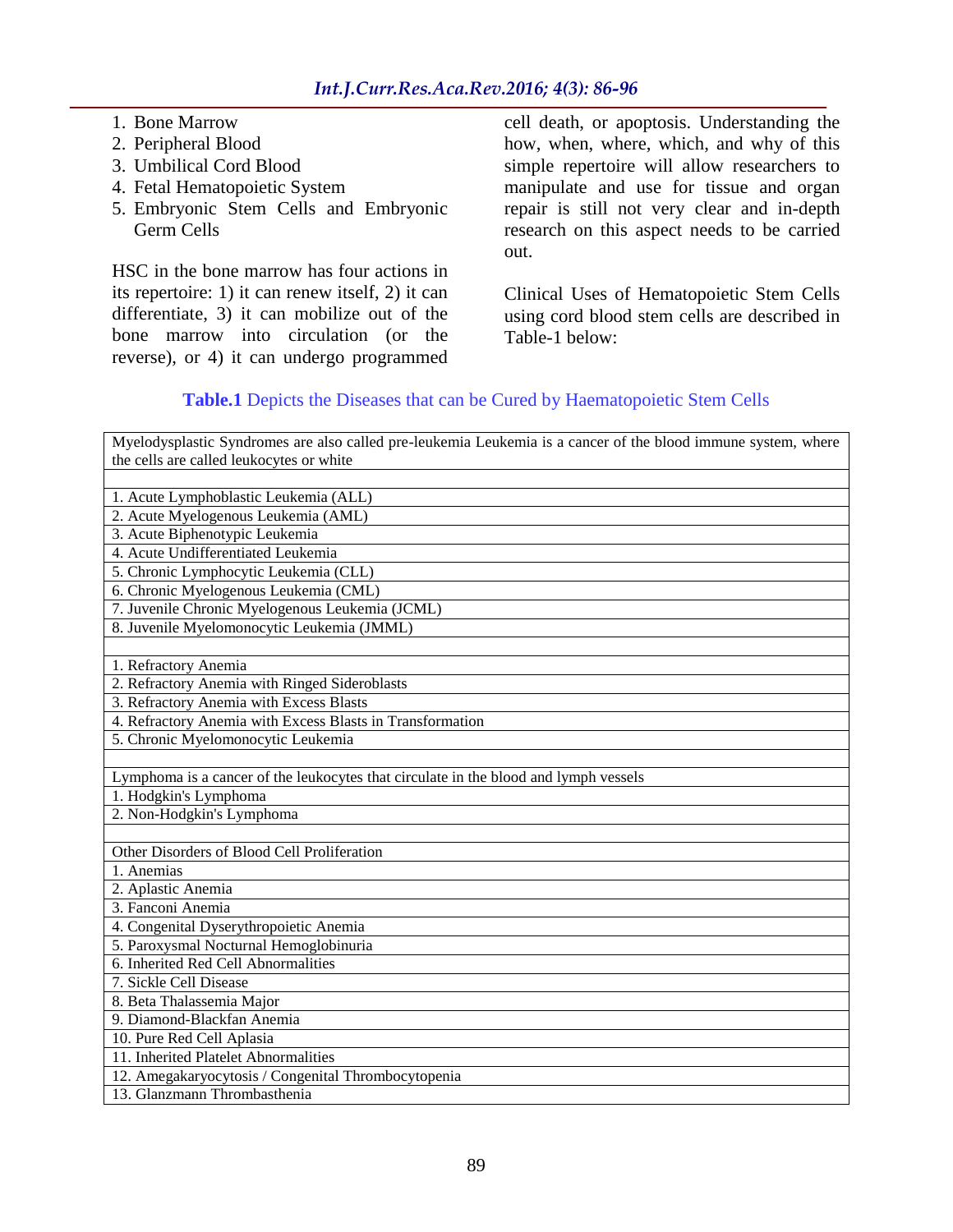1. Bone Marrow
2. Peripheral Blood
3. Umbilical Cord Blood
4. Fetal Hematopoietic System
5. Embryonic Stem Cells and Embryonic Germ Cells

HSC in the bone marrow has four actions in its repertoire: 1) it can renew itself, 2) it can differentiate, 3) it can mobilize out of the bone marrow into circulation (or the reverse), or 4) it can undergo programmed cell death, or apoptosis. Understanding the how, when, where, which, and why of this simple repertoire will allow researchers to manipulate and use for tissue and organ repair is still not very clear and in-depth research on this aspect needs to be carried out.

Clinical Uses of Hematopoietic Stem Cells using cord blood stem cells are described in Table-1 below:

**Table.1** Depicts the Diseases that can be Cured by Haematopoietic Stem Cells

| Myelodysplastic Syndromes are also called pre-leukemia Leukemia is a cancer of the blood immune system, where the cells are called leukocytes or white |
|---|
| |
| 1. Acute Lymphoblastic Leukemia (ALL) |
| 2. Acute Myelogenous Leukemia (AML) |
| 3. Acute Biphenotypic Leukemia |
| 4. Acute Undifferentiated Leukemia |
| 5. Chronic Lymphocytic Leukemia (CLL) |
| 6. Chronic Myelogenous Leukemia (CML) |
| 7. Juvenile Chronic Myelogenous Leukemia (JCML) |
| 8. Juvenile Myelomonocytic Leukemia (JMML) |
| |
| 1. Refractory Anemia |
| 2. Refractory Anemia with Ringed Sideroblasts |
| 3. Refractory Anemia with Excess Blasts |
| 4. Refractory Anemia with Excess Blasts in Transformation |
| 5. Chronic Myelomonocytic Leukemia |
| |
| Lymphoma is a cancer of the leukocytes that circulate in the blood and lymph vessels |
| 1. Hodgkin's Lymphoma |
| 2. Non-Hodgkin's Lymphoma |
| |
| Other Disorders of Blood Cell Proliferation |
| 1. Anemias |
| 2. Aplastic Anemia |
| 3. Fanconi Anemia |
| 4. Congenital Dyserythropoietic Anemia |
| 5. Paroxysmal Nocturnal Hemoglobinuria |
| 6. Inherited Red Cell Abnormalities |
| 7. Sickle Cell Disease |
| 8. Beta Thalassemia Major |
| 9. Diamond-Blackfan Anemia |
| 10. Pure Red Cell Aplasia |
| 11. Inherited Platelet Abnormalities |
| 12. Amegakaryocytosis / Congenital Thrombocytopenia |
| 13. Glanzmann Thrombasthenia |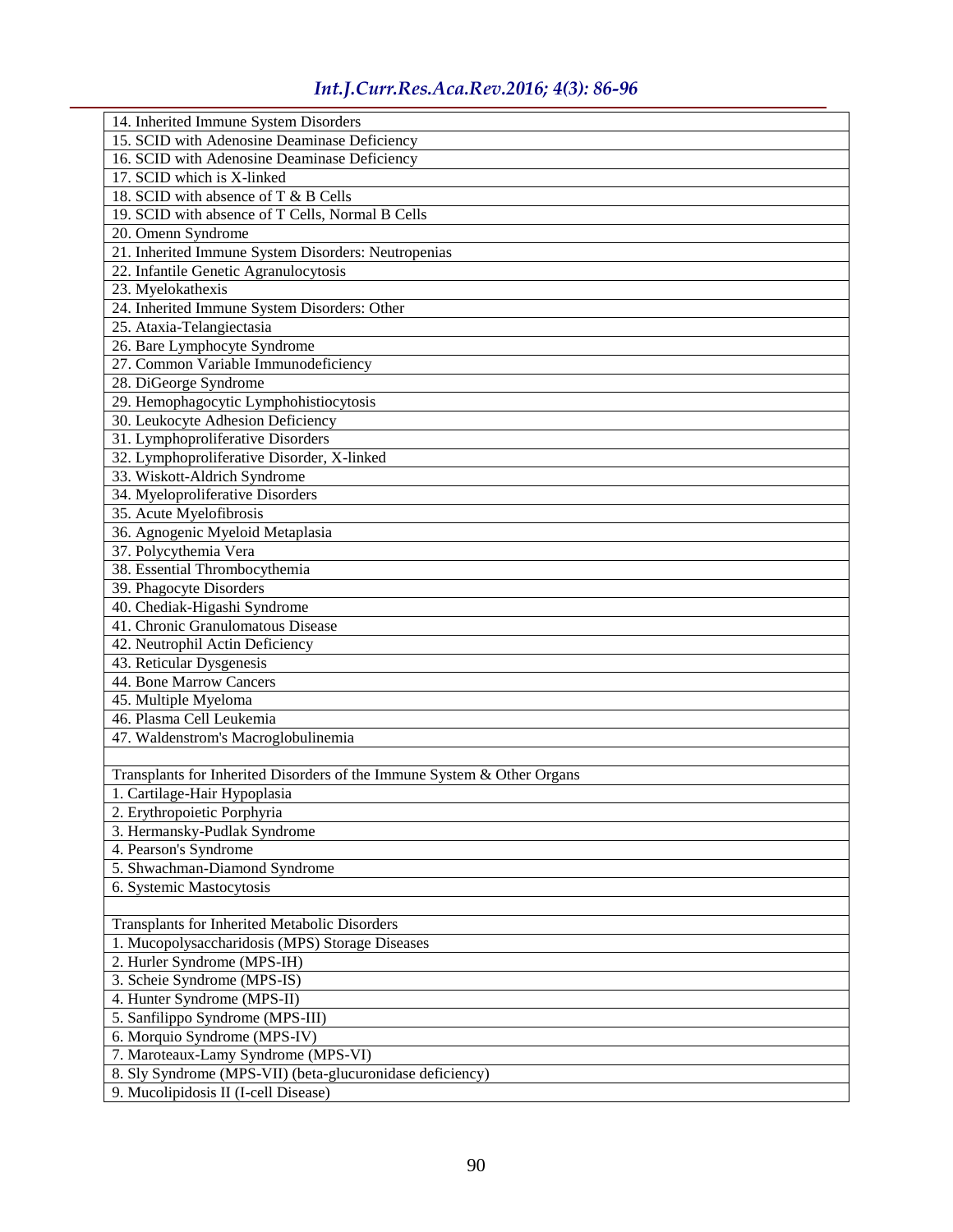| 14. Inherited Immune System Disorders |
|---|
| 15. SCID with Adenosine Deaminase Deficiency |
| 16. SCID with Adenosine Deaminase Deficiency |
| 17. SCID which is X-linked |
| 18. SCID with absence of T & B Cells |
| 19. SCID with absence of T Cells, Normal B Cells |
| 20. Omenn Syndrome |
| 21. Inherited Immune System Disorders: Neutropenias |
| 22. Infantile Genetic Agranulocytosis |
| 23. Myelokathexis |
| 24. Inherited Immune System Disorders: Other |
| 25. Ataxia-Telangiectasia |
| 26. Bare Lymphocyte Syndrome |
| 27. Common Variable Immunodeficiency |
| 28. DiGeorge Syndrome |
| 29. Hemophagocytic Lymphohistiocytosis |
| 30. Leukocyte Adhesion Deficiency |
| 31. Lymphoproliferative Disorders |
| 32. Lymphoproliferative Disorder, X-linked |
| 33. Wiskott-Aldrich Syndrome |
| 34. Myeloproliferative Disorders |
| 35. Acute Myelofibrosis |
| 36. Agnogenic Myeloid Metaplasia |
| 37. Polycythemia Vera |
| 38. Essential Thrombocythemia |
| 39. Phagocyte Disorders |
| 40. Chediak-Higashi Syndrome |
| 41. Chronic Granulomatous Disease |
| 42. Neutrophil Actin Deficiency |
| 43. Reticular Dysgenesis |
| 44. Bone Marrow Cancers |
| 45. Multiple Myeloma |
| 46. Plasma Cell Leukemia |
| 47. Waldenstrom's Macroglobulinemia |
| |
| Transplants for Inherited Disorders of the Immune System & Other Organs |
| 1. Cartilage-Hair Hypoplasia |
| 2. Erythropoietic Porphyria |
| 3. Hermansky-Pudlak Syndrome |
| 4. Pearson's Syndrome |
| 5. Shwachman-Diamond Syndrome |
| 6. Systemic Mastocytosis |
| |
| Transplants for Inherited Metabolic Disorders |
| 1. Mucopolysaccharidosis (MPS) Storage Diseases |
| 2. Hurler Syndrome (MPS-IH) |
| 3. Scheie Syndrome (MPS-IS) |
| 4. Hunter Syndrome (MPS-II) |
| 5. Sanfilippo Syndrome (MPS-III) |
| 6. Morquio Syndrome (MPS-IV) |
| 7. Maroteaux-Lamy Syndrome (MPS-VI) |
| 8. Sly Syndrome (MPS-VII) (beta-glucuronidase deficiency) |
| 9. Mucolipidosis II (I-cell Disease) |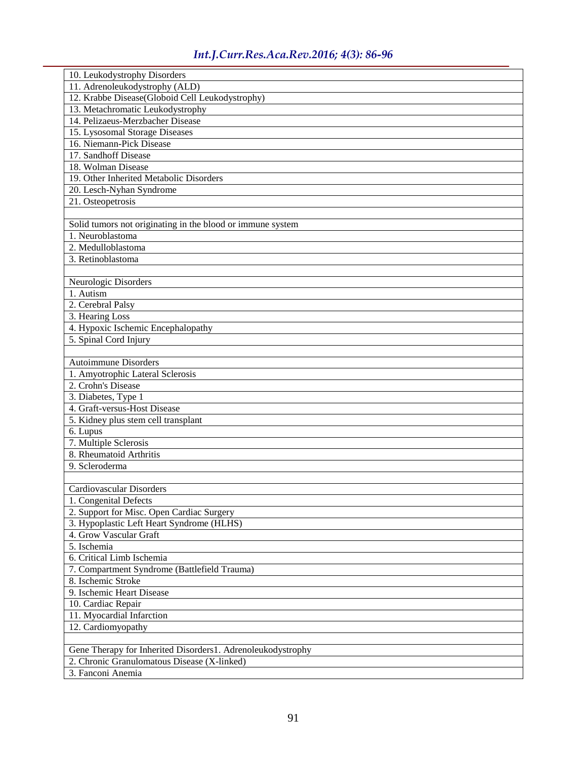| 10. Leukodystrophy Disorders |
|---|
| 11. Adrenoleukodystrophy (ALD) |
| 12. Krabbe Disease(Globoid Cell Leukodystrophy) |
| 13. Metachromatic Leukodystrophy |
| 14. Pelizaeus-Merzbacher Disease |
| 15. Lysosomal Storage Diseases |
| 16. Niemann-Pick Disease |
| 17. Sandhoff Disease |
| 18. Wolman Disease |
| 19. Other Inherited Metabolic Disorders |
| 20. Lesch-Nyhan Syndrome |
| 21. Osteopetrosis |
| |
| Solid tumors not originating in the blood or immune system |
| 1. Neuroblastoma |
| 2. Medulloblastoma |
| 3. Retinoblastoma |
| |
| Neurologic Disorders |
| 1. Autism |
| 2. Cerebral Palsy |
| 3. Hearing Loss |
| 4. Hypoxic Ischemic Encephalopathy |
| 5. Spinal Cord Injury |
| |
| Autoimmune Disorders |
| 1. Amyotrophic Lateral Sclerosis |
| 2. Crohn's Disease |
| 3. Diabetes, Type 1 |
| 4. Graft-versus-Host Disease |
| 5. Kidney plus stem cell transplant |
| 6. Lupus |
| 7. Multiple Sclerosis |
| 8. Rheumatoid Arthritis |
| 9. Scleroderma |
| |
| Cardiovascular Disorders |
| 1. Congenital Defects |
| 2. Support for Misc. Open Cardiac Surgery |
| 3. Hypoplastic Left Heart Syndrome (HLHS) |
| 4. Grow Vascular Graft |
| 5. Ischemia |
| 6. Critical Limb Ischemia |
| 7. Compartment Syndrome (Battlefield Trauma) |
| 8. Ischemic Stroke |
| 9. Ischemic Heart Disease |
| 10. Cardiac Repair |
| 11. Myocardial Infarction |
| 12. Cardiomyopathy |
| |
| Gene Therapy for Inherited Disorders1. Adrenoleukodystrophy |
| 2. Chronic Granulomatous Disease (X-linked) |
| 3. Fanconi Anemia |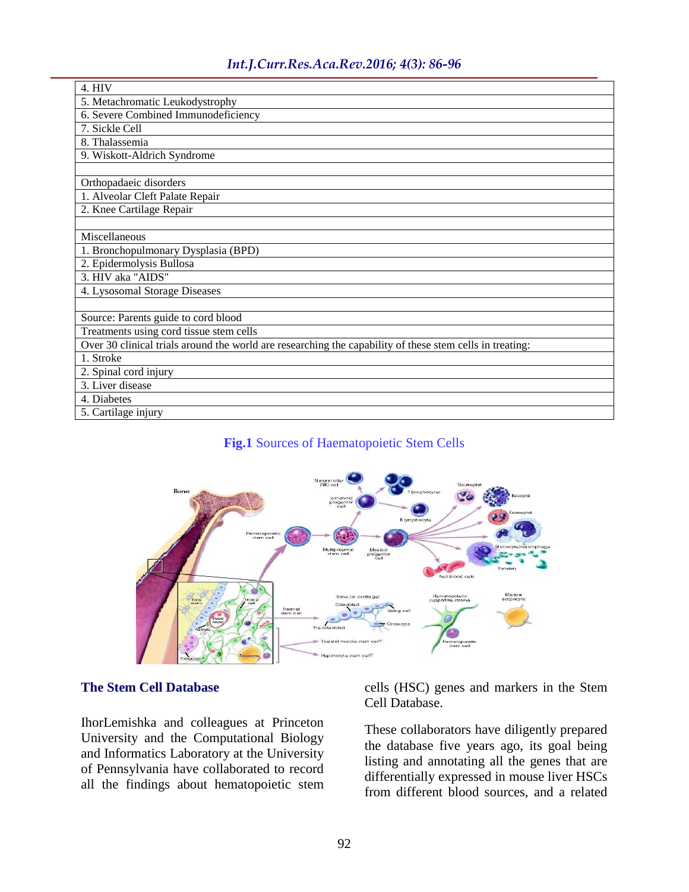| 4. HIV |
|---|
| 5. Metachromatic Leukodystrophy |
| 6. Severe Combined Immunodeficiency |
| 7. Sickle Cell |
| 8. Thalassemia |
| 9. Wiskott-Aldrich Syndrome |
| |
| Orthopadaeic disorders |
| 1. Alveolar Cleft Palate Repair |
| 2. Knee Cartilage Repair |
| |
| Miscellaneous |
| 1. Bronchopulmonary Dysplasia (BPD) |
| 2. Epidermolysis Bullosa |
| 3. HIV aka "AIDS" |
| 4. Lysosomal Storage Diseases |
| |
| Source: Parents guide to cord blood |
| Treatments using cord tissue stem cells |
| Over 30 clinical trials around the world are researching the capability of these stem cells in treating: |
| 1. Stroke |
| 2. Spinal cord injury |
| 3. Liver disease |
| 4. Diabetes |
| 5. Cartilage injury |

**Fig.1** Sources of Haematopoietic Stem Cells

## The Stem Cell Database

IhorLemishka and colleagues at Princeton University and the Computational Biology and Informatics Laboratory at the University of Pennsylvania have collaborated to record all the findings about hematopoietic stem cells (HSC) genes and markers in the Stem Cell Database.

These collaborators have diligently prepared the database five years ago, its goal being listing and annotating all the genes that are differentially expressed in mouse liver HSCs from different blood sources, and a related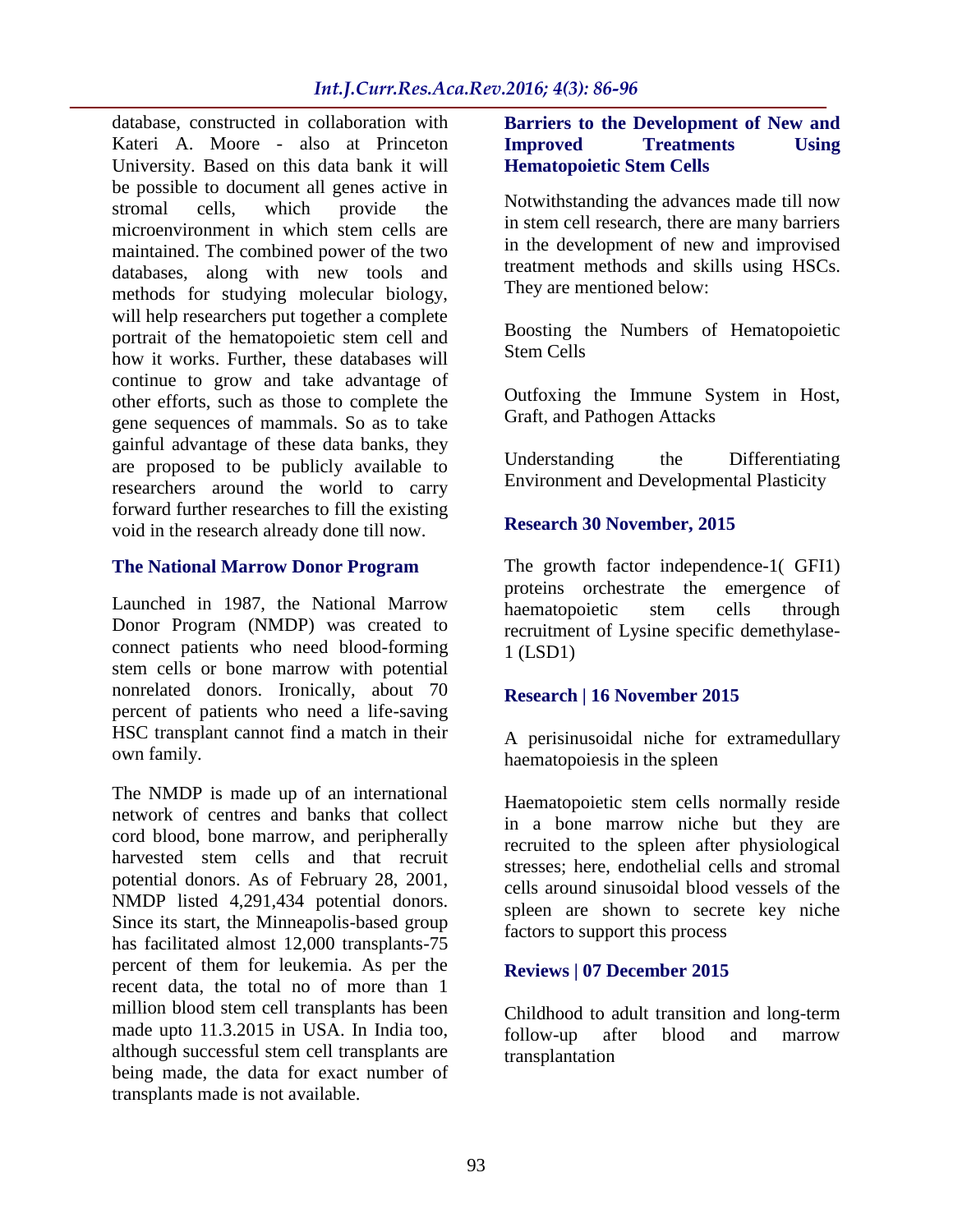database, constructed in collaboration with Kateri A. Moore - also at Princeton University. Based on this data bank it will be possible to document all genes active in stromal cells, which provide the microenvironment in which stem cells are maintained. The combined power of the two databases, along with new tools and methods for studying molecular biology, will help researchers put together a complete portrait of the hematopoietic stem cell and how it works. Further, these databases will continue to grow and take advantage of other efforts, such as those to complete the gene sequences of mammals. So as to take gainful advantage of these data banks, they are proposed to be publicly available to researchers around the world to carry forward further researches to fill the existing void in the research already done till now.

### The National Marrow Donor Program

Launched in 1987, the National Marrow Donor Program (NMDP) was created to connect patients who need blood-forming stem cells or bone marrow with potential nonrelated donors. Ironically, about 70 percent of patients who need a life-saving HSC transplant cannot find a match in their own family.

The NMDP is made up of an international network of centres and banks that collect cord blood, bone marrow, and peripherally harvested stem cells and that recruit potential donors. As of February 28, 2001, NMDP listed 4,291,434 potential donors. Since its start, the Minneapolis-based group has facilitated almost 12,000 transplants-75 percent of them for leukemia. As per the recent data, the total no of more than 1 million blood stem cell transplants has been made upto 11.3.2015 in USA. In India too, although successful stem cell transplants are being made, the data for exact number of transplants made is not available.

### Barriers to the Development of New and Improved Treatments Using Hematopoietic Stem Cells

Notwithstanding the advances made till now in stem cell research, there are many barriers in the development of new and improvised treatment methods and skills using HSCs. They are mentioned below:

Boosting the Numbers of Hematopoietic Stem Cells

Outfoxing the Immune System in Host, Graft, and Pathogen Attacks

Understanding the Differentiating Environment and Developmental Plasticity

### Research 30 November, 2015

The growth factor independence-1( GFI1) proteins orchestrate the emergence of haematopoietic stem cells through recruitment of Lysine specific demethylase-1 (LSD1)

### Research | 16 November 2015

A perisinusoidal niche for extramedullary haematopoiesis in the spleen

Haematopoietic stem cells normally reside in a bone marrow niche but they are recruited to the spleen after physiological stresses; here, endothelial cells and stromal cells around sinusoidal blood vessels of the spleen are shown to secrete key niche factors to support this process

### Reviews | 07 December 2015

Childhood to adult transition and long-term follow-up after blood and marrow transplantation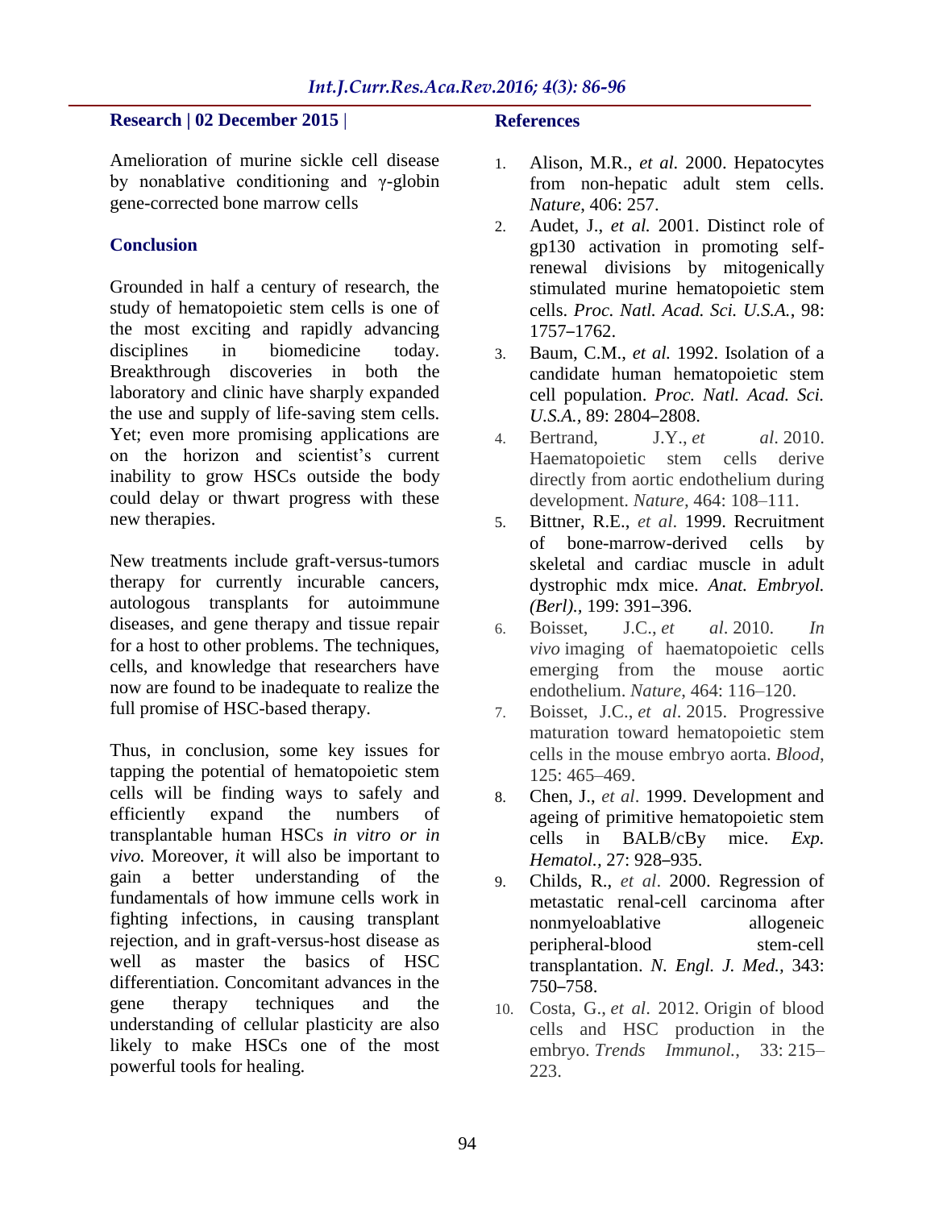**Research | 02 December 2015 |**

Amelioration of murine sickle cell disease by nonablative conditioning and γ-globin gene-corrected bone marrow cells

## Conclusion

Grounded in half a century of research, the study of hematopoietic stem cells is one of the most exciting and rapidly advancing disciplines in biomedicine today. Breakthrough discoveries in both the laboratory and clinic have sharply expanded the use and supply of life-saving stem cells. Yet; even more promising applications are on the horizon and scientist's current inability to grow HSCs outside the body could delay or thwart progress with these new therapies.

New treatments include graft-versus-tumors therapy for currently incurable cancers, autologous transplants for autoimmune diseases, and gene therapy and tissue repair for a host to other problems. The techniques, cells, and knowledge that researchers have now are found to be inadequate to realize the full promise of HSC-based therapy.

Thus, in conclusion, some key issues for tapping the potential of hematopoietic stem cells will be finding ways to safely and efficiently expand the numbers of transplantable human HSCs *in vitro or in vivo.* Moreover, *i*t will also be important to gain a better understanding of the fundamentals of how immune cells work in fighting infections, in causing transplant rejection, and in graft-versus-host disease as well as master the basics of HSC differentiation. Concomitant advances in the gene therapy techniques and the understanding of cellular plasticity are also likely to make HSCs one of the most powerful tools for healing.

## References

1. Alison, M.R., *et al.* 2000. Hepatocytes from non-hepatic adult stem cells. *Nature*, 406: 257.
2. Audet, J., *et al.* 2001. Distinct role of gp130 activation in promoting self-renewal divisions by mitogenically stimulated murine hematopoietic stem cells. *Proc. Natl. Acad. Sci. U.S.A.,* 98: 1757–1762.
3. Baum, C.M., *et al.* 1992. Isolation of a candidate human hematopoietic stem cell population. *Proc. Natl. Acad. Sci. U.S.A.,* 89: 2804–2808.
4. Bertrand, J.Y., *et al*. 2010. Haematopoietic stem cells derive directly from aortic endothelium during development. *Nature*, 464: 108–111.
5. Bittner, R.E., *et al*. 1999. Recruitment of bone-marrow-derived cells by skeletal and cardiac muscle in adult dystrophic mdx mice. *Anat. Embryol. (Berl).,* 199: 391–396.
6. Boisset, J.C., *et al*. 2010. *In vivo* imaging of haematopoietic cells emerging from the mouse aortic endothelium. *Nature*, 464: 116–120.
7. Boisset, J.C., *et al*. 2015. Progressive maturation toward hematopoietic stem cells in the mouse embryo aorta. *Blood*, 125: 465–469.
8. Chen, J., *et al*. 1999. Development and ageing of primitive hematopoietic stem cells in BALB/cBy mice. *Exp. Hematol.,* 27: 928–935.
9. Childs, R., *et al*. 2000. Regression of metastatic renal-cell carcinoma after nonmyeloablative allogeneic peripheral-blood stem-cell transplantation. *N. Engl. J. Med.,* 343: 750–758.
10. Costa, G., *et al*. 2012. Origin of blood cells and HSC production in the embryo. *Trends Immunol.*, 33: 215–223.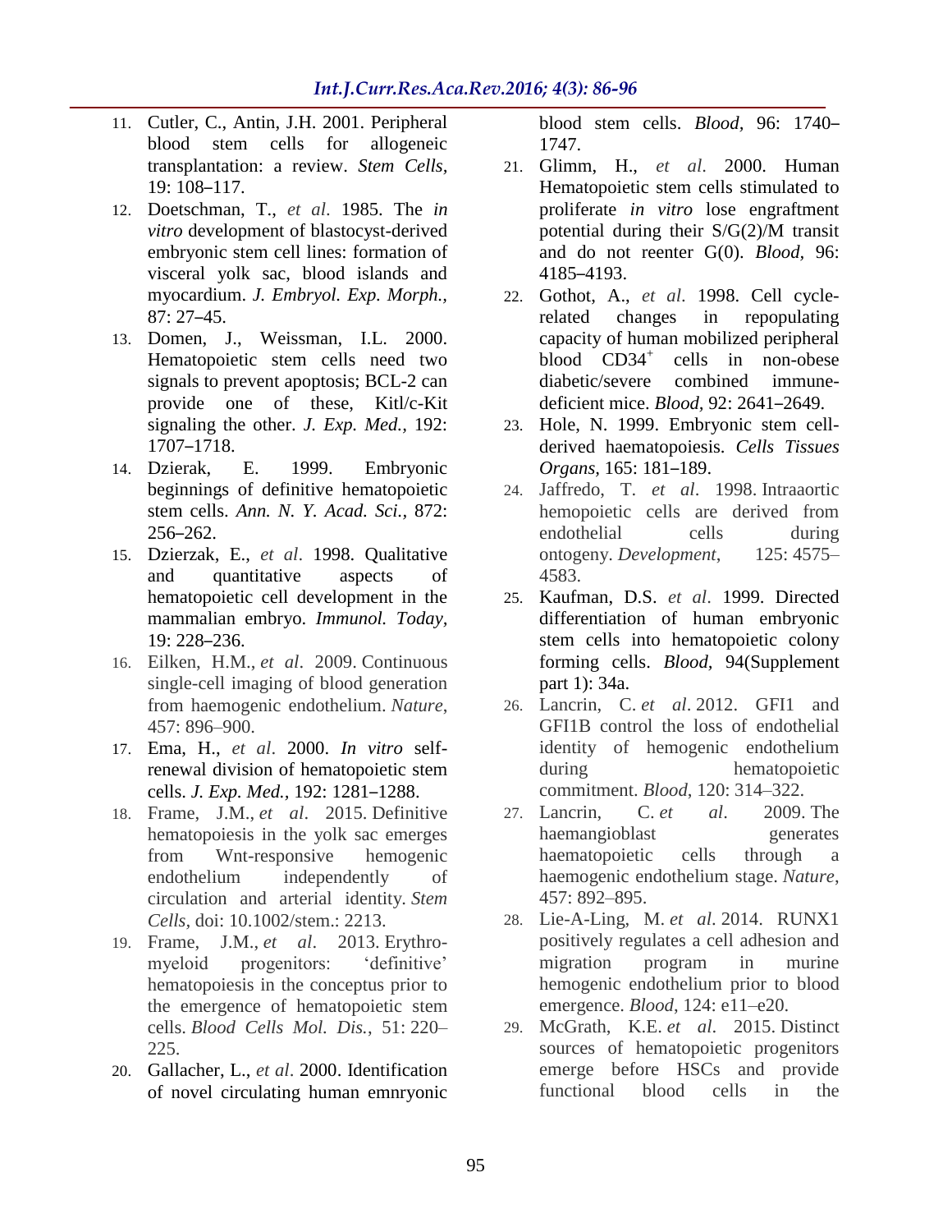11. Cutler, C., Antin, J.H. 2001. Peripheral blood stem cells for allogeneic transplantation: a review. *Stem Cells,* 19: 108–117.
12. Doetschman, T., *et al.* 1985. The *in vitro* development of blastocyst-derived embryonic stem cell lines: formation of visceral yolk sac, blood islands and myocardium. *J. Embryol. Exp. Morph.,* 87: 27–45.
13. Domen, J., Weissman, I.L. 2000. Hematopoietic stem cells need two signals to prevent apoptosis; BCL-2 can provide one of these, Kitl/c-Kit signaling the other. *J. Exp. Med.,* 192: 1707–1718.
14. Dzierak, E. 1999. Embryonic beginnings of definitive hematopoietic stem cells. *Ann. N. Y. Acad. Sci.,* 872: 256–262.
15. Dzierzak, E., *et al.* 1998. Qualitative and quantitative aspects of hematopoietic cell development in the mammalian embryo. *Immunol. Today,* 19: 228–236.
16. Eilken, H.M., *et al*. 2009. Continuous single-cell imaging of blood generation from haemogenic endothelium. *Nature*, 457: 896–900.
17. Ema, H., *et al*. 2000. *In vitro* self-renewal division of hematopoietic stem cells. *J. Exp. Med.,* 192: 1281–1288.
18. Frame, J.M., *et al*. 2015. Definitive hematopoiesis in the yolk sac emerges from Wnt-responsive hemogenic endothelium independently of circulation and arterial identity. *Stem Cells,* doi: 10.1002/stem.: 2213.
19. Frame, J.M., *et al*. 2013. Erythro-myeloid progenitors: 'definitive' hematopoiesis in the conceptus prior to the emergence of hematopoietic stem cells. *Blood Cells Mol. Dis.*, 51: 220–225.
20. Gallacher, L., *et al*. 2000. Identification of novel circulating human emnryonic blood stem cells. *Blood,* 96: 1740–1747.
21. Glimm, H., *et al.* 2000. Human Hematopoietic stem cells stimulated to proliferate *in vitro* lose engraftment potential during their S/G(2)/M transit and do not reenter G(0). *Blood,* 96: 4185–4193.
22. Gothot, A., *et al.* 1998. Cell cycle-related changes in repopulating capacity of human mobilized peripheral blood $CD34^+$ cells in non-obese diabetic/severe combined immune-deficient mice. *Blood,* 92: 2641–2649.
23. Hole, N. 1999. Embryonic stem cell-derived haematopoiesis. *Cells Tissues Organs,* 165: 181–189.
24. Jaffredo, T. *et al*. 1998. Intraaortic hemopoietic cells are derived from endothelial cells during ontogeny. *Development*, 125: 4575–4583.
25. Kaufman, D.S. *et al*. 1999. Directed differentiation of human embryonic stem cells into hematopoietic colony forming cells. *Blood*, 94(Supplement part 1): 34a.
26. Lancrin, C. *et al*. 2012. GFI1 and GFI1B control the loss of endothelial identity of hemogenic endothelium during hematopoietic commitment. *Blood*, 120: 314–322.
27. Lancrin, C. *et al*. 2009. The haemangioblast generates haematopoietic cells through a haemogenic endothelium stage. *Nature*, 457: 892–895.
28. Lie-A-Ling, M. *et al*. 2014. RUNX1 positively regulates a cell adhesion and migration program in murine hemogenic endothelium prior to blood emergence. *Blood*, 124: e11–e20.
29. McGrath, K.E. *et al*. 2015. Distinct sources of hematopoietic progenitors emerge before HSCs and provide functional blood cells in the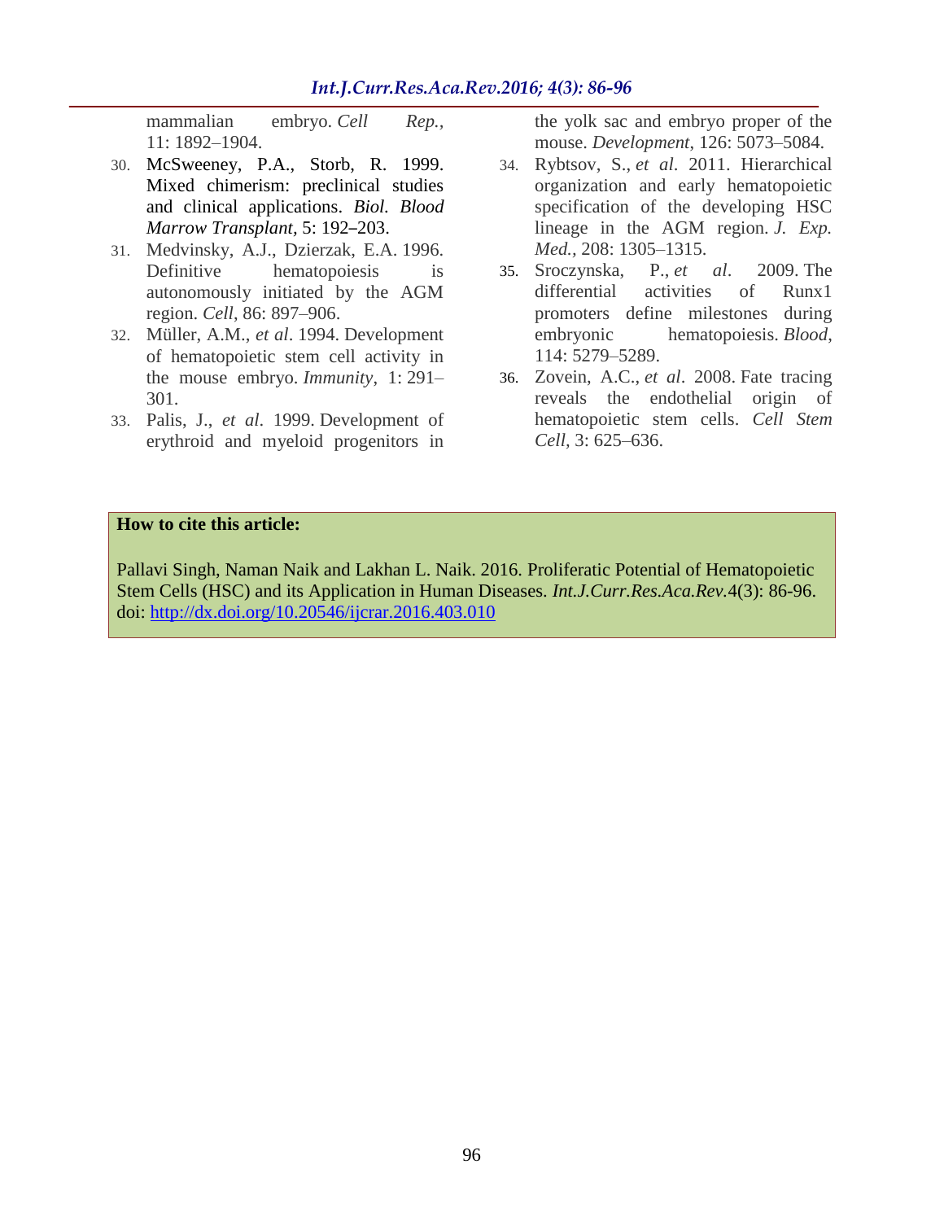mammalian embryo. *Cell Rep.*, 11: 1892–1904.

30. McSweeney, P.A., Storb, R. 1999. Mixed chimerism: preclinical studies and clinical applications. *Biol. Blood Marrow Transplant*, 5: 192–203.
31. Medvinsky, A.J., Dzierzak, E.A. 1996. Definitive hematopoiesis is autonomously initiated by the AGM region. *Cell*, 86: 897–906.
32. Müller, A.M., *et al*. 1994. Development of hematopoietic stem cell activity in the mouse embryo. *Immunity*, 1: 291–301.
33. Palis, J., *et al*. 1999. Development of erythroid and myeloid progenitors in the yolk sac and embryo proper of the mouse. *Development*, 126: 5073–5084.
34. Rybtsov, S., *et al*. 2011. Hierarchical organization and early hematopoietic specification of the developing HSC lineage in the AGM region. *J. Exp. Med.*, 208: 1305–1315.
35. Sroczynska, P., *et al*. 2009. The differential activities of Runx1 promoters define milestones during embryonic hematopoiesis. *Blood*, 114: 5279–5289.
36. Zovein, A.C., *et al*. 2008. Fate tracing reveals the endothelial origin of hematopoietic stem cells. *Cell Stem Cell*, 3: 625–636.

**How to cite this article:**

Pallavi Singh, Naman Naik and Lakhan L. Naik. 2016. Proliferatic Potential of Hematopoietic Stem Cells (HSC) and its Application in Human Diseases. *Int.J.Curr.Res.Aca.Rev.*4(3): 86-96. doi: http://dx.doi.org/10.20546/ijcrar.2016.403.010